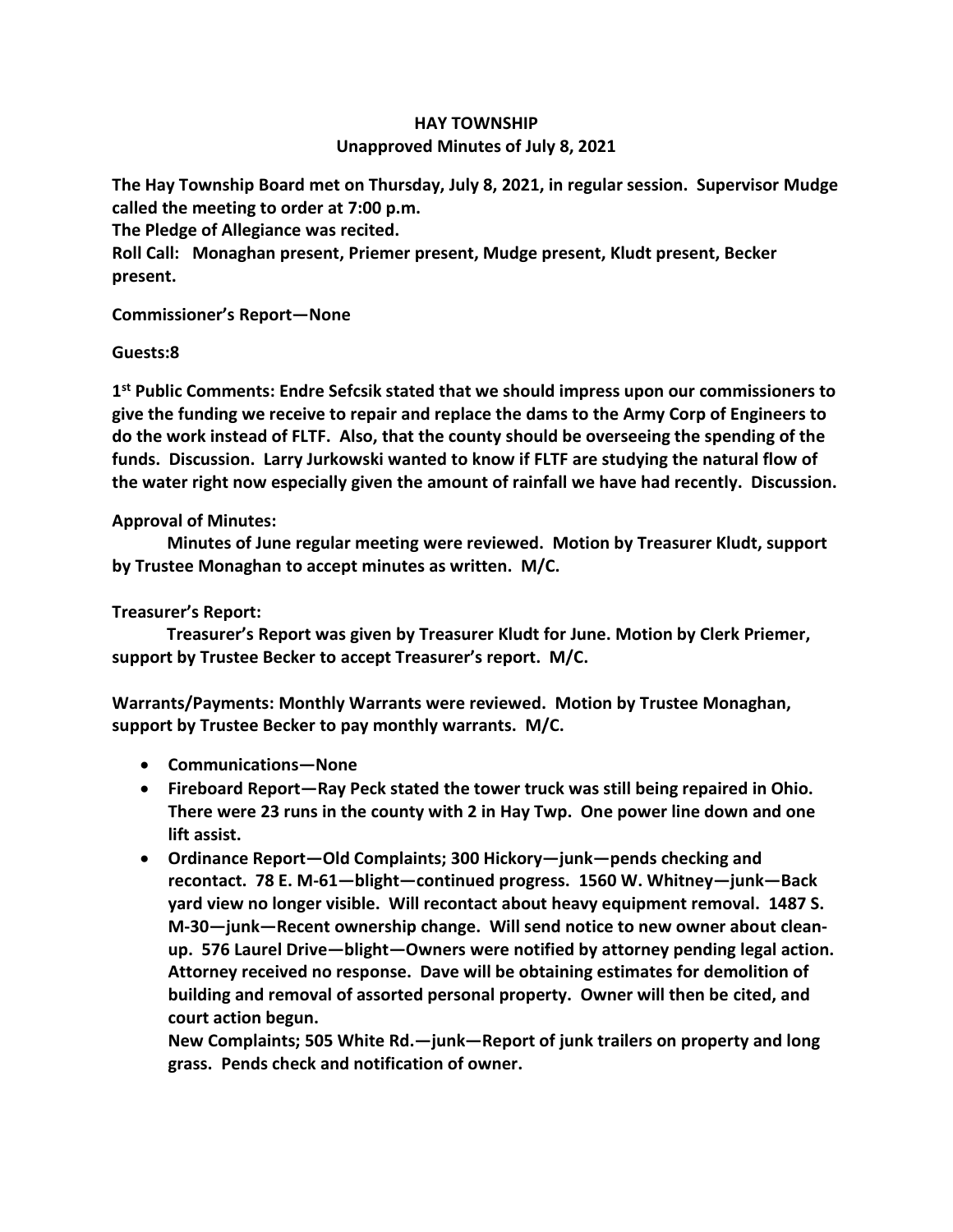# HAY TOWNSHIP

## Unapproved Minutes of July 8, 2021

**The Hay Township Board met on Thursday, July 8, 2021, in regular session. Supervisor Mudge called the meeting to order at 7:00 p.m.**

**The Pledge of Allegiance was recited.**

**Roll Call: Monaghan present, Priemer present, Mudge present, Kludt present, Becker present.**

**Commissioner's Report—None**

**Guests:8**

**1st Public Comments: Endre Sefcsik stated that we should impress upon our commissioners to give the funding we receive to repair and replace the dams to the Army Corp of Engineers to do the work instead of FLTF. Also, that the county should be overseeing the spending of the funds. Discussion. Larry Jurkowski wanted to know if FLTF are studying the natural flow of the water right now especially given the amount of rainfall we have had recently. Discussion.**

**Approval of Minutes:**

**Minutes of June regular meeting were reviewed. Motion by Treasurer Kludt, support by Trustee Monaghan to accept minutes as written. M/C.**

**Treasurer's Report:**

**Treasurer's Report was given by Treasurer Kludt for June. Motion by Clerk Priemer, support by Trustee Becker to accept Treasurer's report. M/C.**

**Warrants/Payments: Monthly Warrants were reviewed. Motion by Trustee Monaghan, support by Trustee Becker to pay monthly warrants. M/C.**

- **Communications—None**
- **Fireboard Report—Ray Peck stated the tower truck was still being repaired in Ohio. There were 23 runs in the county with 2 in Hay Twp. One power line down and one lift assist.**
- **Ordinance Report—Old Complaints; 300 Hickory—junk—pends checking and recontact. 78 E. M-61—blight—continued progress. 1560 W. Whitney—junk—Back yard view no longer visible. Will recontact about heavy equipment removal. 1487 S. M-30—junk—Recent ownership change. Will send notice to new owner about clean-up. 576 Laurel Drive—blight—Owners were notified by attorney pending legal action. Attorney received no response. Dave will be obtaining estimates for demolition of building and removal of assorted personal property. Owner will then be cited, and court action begun.**

  **New Complaints; 505 White Rd.—junk—Report of junk trailers on property and long grass. Pends check and notification of owner.**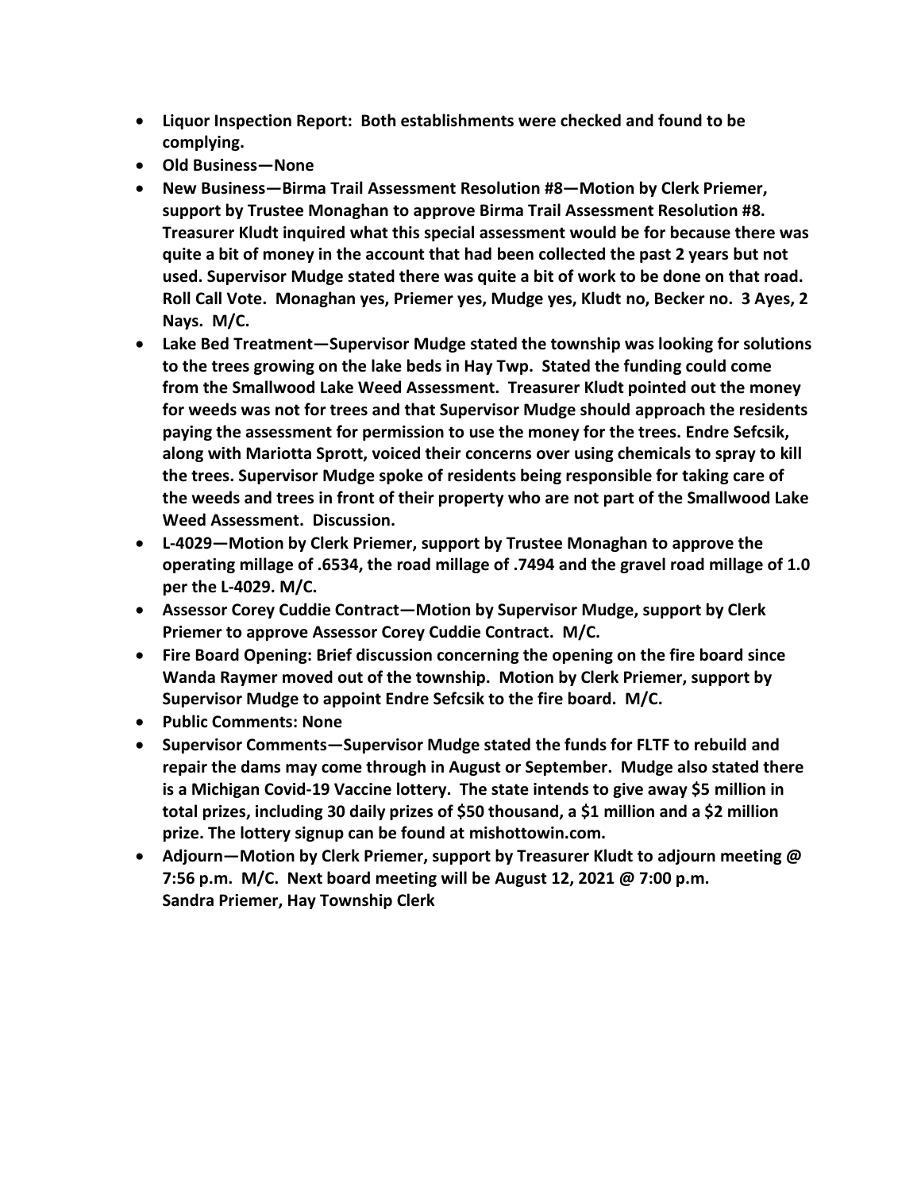- **Liquor Inspection Report: Both establishments were checked and found to be complying.**
- **Old Business—None**
- **New Business—Birma Trail Assessment Resolution #8—Motion by Clerk Priemer, support by Trustee Monaghan to approve Birma Trail Assessment Resolution #8. Treasurer Kludt inquired what this special assessment would be for because there was quite a bit of money in the account that had been collected the past 2 years but not used. Supervisor Mudge stated there was quite a bit of work to be done on that road. Roll Call Vote. Monaghan yes, Priemer yes, Mudge yes, Kludt no, Becker no. 3 Ayes, 2 Nays. M/C.**
- **Lake Bed Treatment—Supervisor Mudge stated the township was looking for solutions to the trees growing on the lake beds in Hay Twp. Stated the funding could come from the Smallwood Lake Weed Assessment. Treasurer Kludt pointed out the money for weeds was not for trees and that Supervisor Mudge should approach the residents paying the assessment for permission to use the money for the trees. Endre Sefcsik, along with Mariotta Sprott, voiced their concerns over using chemicals to spray to kill the trees. Supervisor Mudge spoke of residents being responsible for taking care of the weeds and trees in front of their property who are not part of the Smallwood Lake Weed Assessment. Discussion.**
- **L-4029—Motion by Clerk Priemer, support by Trustee Monaghan to approve the operating millage of .6534, the road millage of .7494 and the gravel road millage of 1.0 per the L-4029. M/C.**
- **Assessor Corey Cuddie Contract—Motion by Supervisor Mudge, support by Clerk Priemer to approve Assessor Corey Cuddie Contract. M/C.**
- **Fire Board Opening: Brief discussion concerning the opening on the fire board since Wanda Raymer moved out of the township. Motion by Clerk Priemer, support by Supervisor Mudge to appoint Endre Sefcsik to the fire board. M/C.**
- **Public Comments: None**
- **Supervisor Comments—Supervisor Mudge stated the funds for FLTF to rebuild and repair the dams may come through in August or September. Mudge also stated there is a Michigan Covid-19 Vaccine lottery. The state intends to give away $5 million in total prizes, including 30 daily prizes of $50 thousand, a $1 million and a $2 million prize. The lottery signup can be found at mishottowin.com.**
- **Adjourn—Motion by Clerk Priemer, support by Treasurer Kludt to adjourn meeting @ 7:56 p.m. M/C. Next board meeting will be August 12, 2021 @ 7:00 p.m.**
  **Sandra Priemer, Hay Township Clerk**